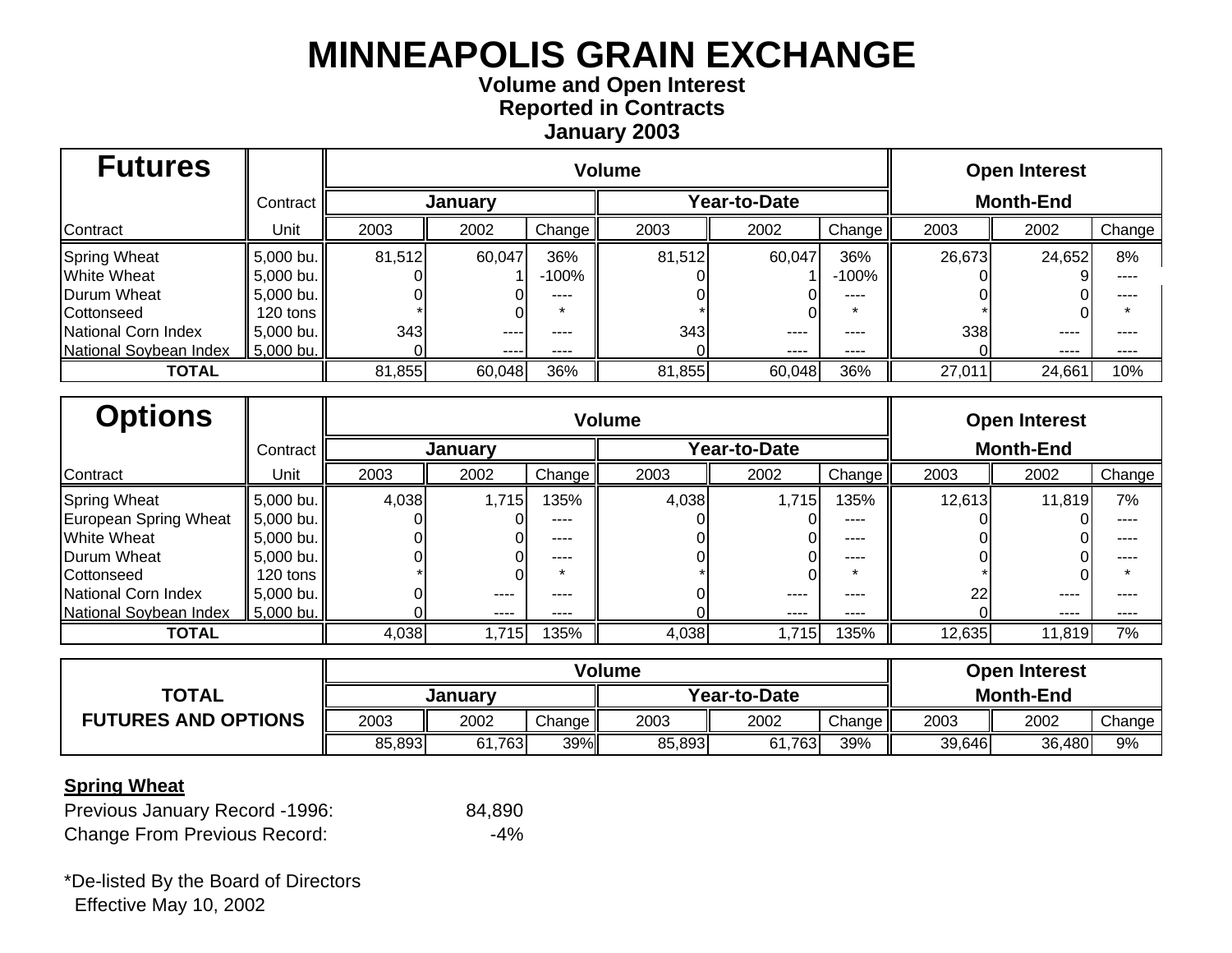# MINNEAPOLIS GRAIN EXCHANGE

**Volume and Open Interest**
**Reported in Contracts**
**January 2003**

| Futures | Contract | Volume | | | | | | Open Interest | | |
|---|---|---|---|---|---|---|---|---|---|---|
| | | January | | | Year-to-Date | | | Month-End | | |
| Contract | Unit | 2003 | 2002 | Change | 2003 | 2002 | Change | 2003 | 2002 | Change |
| Spring Wheat | 5,000 bu. | 81,512 | 60,047 | 36% | 81,512 | 60,047 | 36% | 26,673 | 24,652 | 8% |
| White Wheat | 5,000 bu. | 0 | 1 | -100% | 0 | 1 | -100% | 0 | 9 | ---- |
| Durum Wheat | 5,000 bu. | 0 | 0 | ---- | 0 | 0 | ---- | 0 | 0 | ---- |
| Cottonseed | 120 tons | * | 0 | * | * | 0 | * | * | 0 | * |
| National Corn Index | 5,000 bu. | 343 | ---- | ---- | 343 | ---- | ---- | 338 | ---- | ---- |
| National Soybean Index | 5,000 bu. | 0 | ---- | ---- | 0 | ---- | ---- | 0 | ---- | ---- |
| **TOTAL** | | 81,855 | 60,048 | 36% | 81,855 | 60,048 | 36% | 27,011 | 24,661 | 10% |

| Options | Contract | Volume | | | | | | Open Interest | | |
|---|---|---|---|---|---|---|---|---|---|---|
| | | January | | | Year-to-Date | | | Month-End | | |
| Contract | Unit | 2003 | 2002 | Change | 2003 | 2002 | Change | 2003 | 2002 | Change |
| Spring Wheat | 5,000 bu. | 4,038 | 1,715 | 135% | 4,038 | 1,715 | 135% | 12,613 | 11,819 | 7% |
| European Spring Wheat | 5,000 bu. | 0 | 0 | ---- | 0 | 0 | ---- | 0 | 0 | ---- |
| White Wheat | 5,000 bu. | 0 | 0 | ---- | 0 | 0 | ---- | 0 | 0 | ---- |
| Durum Wheat | 5,000 bu. | 0 | 0 | ---- | 0 | 0 | ---- | 0 | 0 | ---- |
| Cottonseed | 120 tons | * | 0 | * | * | 0 | * | * | 0 | * |
| National Corn Index | 5,000 bu. | 0 | ---- | ---- | 0 | ---- | ---- | 22 | ---- | ---- |
| National Soybean Index | 5,000 bu. | 0 | ---- | ---- | 0 | ---- | ---- | 0 | ---- | ---- |
| **TOTAL** | | 4,038 | 1,715 | 135% | 4,038 | 1,715 | 135% | 12,635 | 11,819 | 7% |

| | Volume | | | | | | Open Interest | | |
|---|---|---|---|---|---|---|---|---|---|
| | January | | | Year-to-Date | | | Month-End | | |
| **TOTAL FUTURES AND OPTIONS** | 2003 | 2002 | Change | 2003 | 2002 | Change | 2003 | 2002 | Change |
| | 85,893 | 61,763 | 39% | 85,893 | 61,763 | 39% | 39,646 | 36,480 | 9% |

**Spring Wheat**

| | |
|---|---|
| Previous January Record -1996: | 84,890 |
| Change From Previous Record: | -4% |

*De-listed By the Board of Directors
Effective May 10, 2002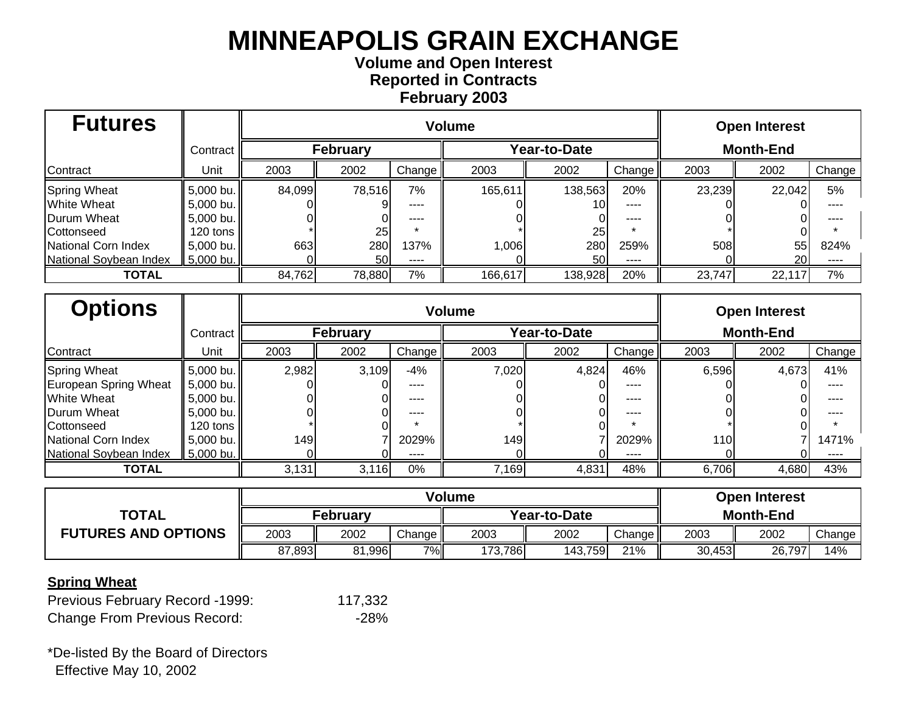# MINNEAPOLIS GRAIN EXCHANGE

**Volume and Open Interest**
**Reported in Contracts**
**February 2003**

| Futures | Contract | Volume | | | | | | Open Interest | | |
|---|---|---|---|---|---|---|---|---|---|---|
| | | February | | | Year-to-Date | | | Month-End | | |
| Contract | Unit | 2003 | 2002 | Change | 2003 | 2002 | Change | 2003 | 2002 | Change |
| Spring Wheat | 5,000 bu. | 84,099 | 78,516 | 7% | 165,611 | 138,563 | 20% | 23,239 | 22,042 | 5% |
| White Wheat | 5,000 bu. | 0 | 9 | ---- | 0 | 10 | ---- | 0 | 0 | ---- |
| Durum Wheat | 5,000 bu. | 0 | 0 | ---- | 0 | 0 | ---- | 0 | 0 | ---- |
| Cottonseed | 120 tons | * | 25 | * | * | 25 | * | * | 0 | * |
| National Corn Index | 5,000 bu. | 663 | 280 | 137% | 1,006 | 280 | 259% | 508 | 55 | 824% |
| National Soybean Index | 5,000 bu. | 0 | 50 | ---- | 0 | 50 | ---- | 0 | 20 | ---- |
| **TOTAL** | | 84,762 | 78,880 | 7% | 166,617 | 138,928 | 20% | 23,747 | 22,117 | 7% |

| Options | Contract | Volume | | | | | | Open Interest | | |
|---|---|---|---|---|---|---|---|---|---|---|
| | | February | | | Year-to-Date | | | Month-End | | |
| Contract | Unit | 2003 | 2002 | Change | 2003 | 2002 | Change | 2003 | 2002 | Change |
| Spring Wheat | 5,000 bu. | 2,982 | 3,109 | -4% | 7,020 | 4,824 | 46% | 6,596 | 4,673 | 41% |
| European Spring Wheat | 5,000 bu. | 0 | 0 | ---- | 0 | 0 | ---- | 0 | 0 | ---- |
| White Wheat | 5,000 bu. | 0 | 0 | ---- | 0 | 0 | ---- | 0 | 0 | ---- |
| Durum Wheat | 5,000 bu. | 0 | 0 | ---- | 0 | 0 | ---- | 0 | 0 | ---- |
| Cottonseed | 120 tons | * | 0 | * | * | 0 | * | * | 0 | * |
| National Corn Index | 5,000 bu. | 149 | 7 | 2029% | 149 | 7 | 2029% | 110 | 7 | 1471% |
| National Soybean Index | 5,000 bu. | 0 | 0 | ---- | 0 | 0 | ---- | 0 | 0 | ---- |
| **TOTAL** | | 3,131 | 3,116 | 0% | 7,169 | 4,831 | 48% | 6,706 | 4,680 | 43% |

| TOTAL FUTURES AND OPTIONS | Volume | | | | | | Open Interest | | |
|---|---|---|---|---|---|---|---|---|---|
| | February | | | Year-to-Date | | | Month-End | | |
| | 2003 | 2002 | Change | 2003 | 2002 | Change | 2003 | 2002 | Change |
| | 87,893 | 81,996 | 7% | 173,786 | 143,759 | 21% | 30,453 | 26,797 | 14% |

**Spring Wheat**

| | |
|---|---|
| Previous February Record -1999: | 117,332 |
| Change From Previous Record: | -28% |

*De-listed By the Board of Directors
Effective May 10, 2002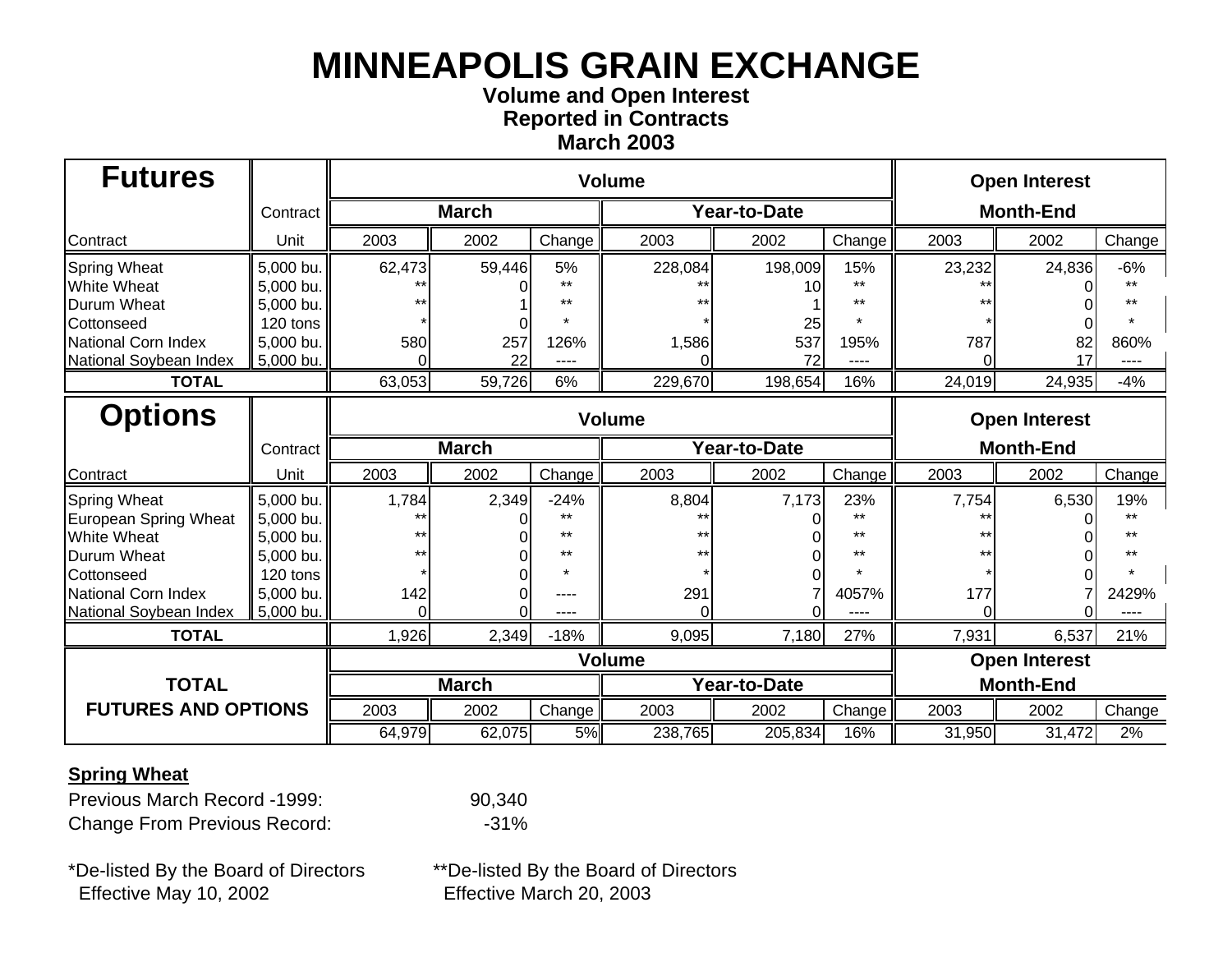# MINNEAPOLIS GRAIN EXCHANGE

**Volume and Open Interest**
**Reported in Contracts**
**March 2003**

| Futures | Contract | Volume | | | | | | Open Interest | | |
|---|---|---|---|---|---|---|---|---|---|---|
| | | March | | | Year-to-Date | | | Month-End | | |
| Contract | Unit | 2003 | 2002 | Change | 2003 | 2002 | Change | 2003 | 2002 | Change |
| Spring Wheat | 5,000 bu. | 62,473 | 59,446 | 5% | 228,084 | 198,009 | 15% | 23,232 | 24,836 | -6% |
| White Wheat | 5,000 bu. | ** | 0 | ** | ** | 10 | ** | ** | 0 | ** |
| Durum Wheat | 5,000 bu. | ** | 1 | ** | ** | 1 | ** | ** | 0 | ** |
| Cottonseed | 120 tons | * | 0 | * | * | 25 | * | * | 0 | * |
| National Corn Index | 5,000 bu. | 580 | 257 | 126% | 1,586 | 537 | 195% | 787 | 82 | 860% |
| National Soybean Index | 5,000 bu. | 0 | 22 | ---- | 0 | 72 | ---- | 0 | 17 | ---- |
| **TOTAL** | | 63,053 | 59,726 | 6% | 229,670 | 198,654 | 16% | 24,019 | 24,935 | -4% |

| Options | Contract | Volume | | | | | | Open Interest | | |
|---|---|---|---|---|---|---|---|---|---|---|
| | | March | | | Year-to-Date | | | Month-End | | |
| Contract | Unit | 2003 | 2002 | Change | 2003 | 2002 | Change | 2003 | 2002 | Change |
| Spring Wheat | 5,000 bu. | 1,784 | 2,349 | -24% | 8,804 | 7,173 | 23% | 7,754 | 6,530 | 19% |
| European Spring Wheat | 5,000 bu. | ** | 0 | ** | ** | 0 | ** | ** | 0 | ** |
| White Wheat | 5,000 bu. | ** | 0 | ** | ** | 0 | ** | ** | 0 | ** |
| Durum Wheat | 5,000 bu. | ** | 0 | ** | ** | 0 | ** | ** | 0 | ** |
| Cottonseed | 120 tons | * | 0 | * | * | 0 | * | * | 0 | * |
| National Corn Index | 5,000 bu. | 142 | 0 | ---- | 291 | 7 | 4057% | 177 | 7 | 2429% |
| National Soybean Index | 5,000 bu. | 0 | 0 | ---- | 0 | 0 | ---- | 0 | 0 | ---- |
| **TOTAL** | | 1,926 | 2,349 | -18% | 9,095 | 7,180 | 27% | 7,931 | 6,537 | 21% |

| TOTAL FUTURES AND OPTIONS | Volume | | | | | | Open Interest | | |
|---|---|---|---|---|---|---|---|---|---|
| | March | | | Year-to-Date | | | Month-End | | |
| | 2003 | 2002 | Change | 2003 | 2002 | Change | 2003 | 2002 | Change |
| | 64,979 | 62,075 | 5% | 238,765 | 205,834 | 16% | 31,950 | 31,472 | 2% |

**Spring Wheat**

Previous March Record -1999: 90,340
Change From Previous Record: -31%

*De-listed By the Board of Directors Effective May 10, 2002

**De-listed By the Board of Directors Effective March 20, 2003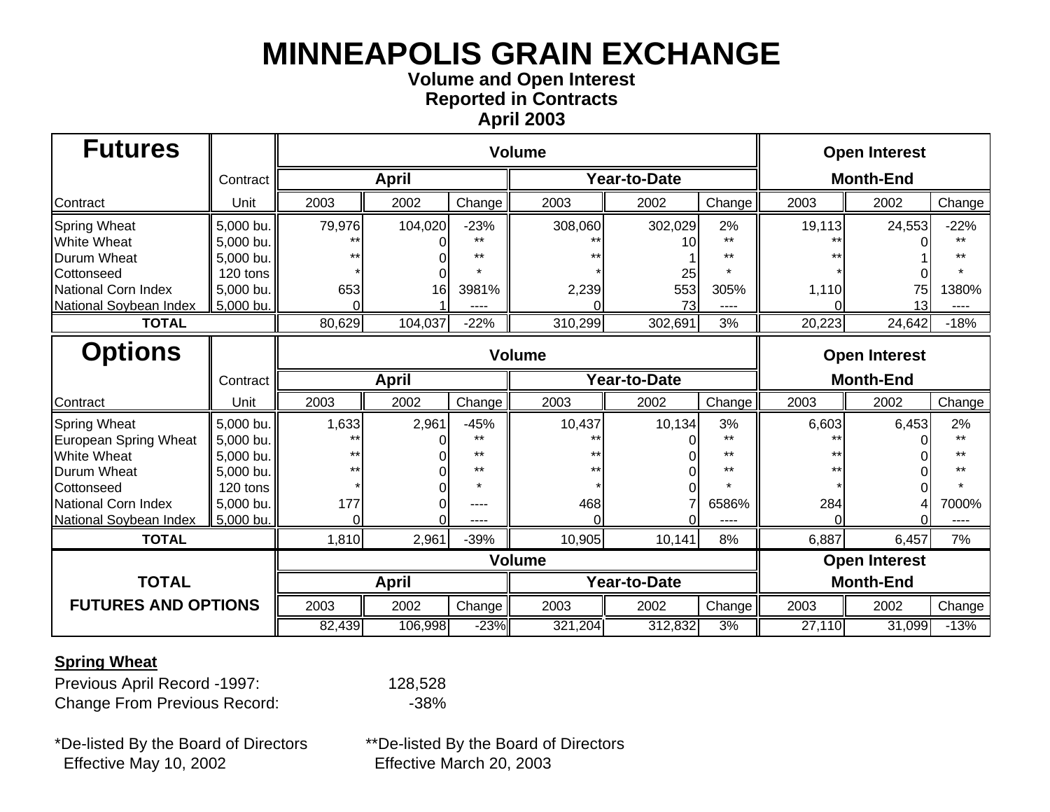# MINNEAPOLIS GRAIN EXCHANGE

**Volume and Open Interest**
**Reported in Contracts**
**April 2003**

| Futures | Contract | Volume | | | | | | Open Interest | | |
|---|---|---|---|---|---|---|---|---|---|---|
| | | April | | | Year-to-Date | | | Month-End | | |
| Contract | Unit | 2003 | 2002 | Change | 2003 | 2002 | Change | 2003 | 2002 | Change |
| Spring Wheat | 5,000 bu. | 79,976 | 104,020 | -23% | 308,060 | 302,029 | 2% | 19,113 | 24,553 | -22% |
| White Wheat | 5,000 bu. | ** | 0 | ** | ** | 10 | ** | ** | 0 | ** |
| Durum Wheat | 5,000 bu. | ** | 0 | ** | ** | 1 | ** | ** | 1 | ** |
| Cottonseed | 120 tons | * | 0 | * | * | 25 | * | * | 0 | * |
| National Corn Index | 5,000 bu. | 653 | 16 | 3981% | 2,239 | 553 | 305% | 1,110 | 75 | 1380% |
| National Soybean Index | 5,000 bu. | 0 | 1 | ---- | 0 | 73 | ---- | 0 | 13 | ---- |
| **TOTAL** | | 80,629 | 104,037 | -22% | 310,299 | 302,691 | 3% | 20,223 | 24,642 | -18% |

| Options | Contract | Volume | | | | | | Open Interest | | |
|---|---|---|---|---|---|---|---|---|---|---|
| | | April | | | Year-to-Date | | | Month-End | | |
| Contract | Unit | 2003 | 2002 | Change | 2003 | 2002 | Change | 2003 | 2002 | Change |
| Spring Wheat | 5,000 bu. | 1,633 | 2,961 | -45% | 10,437 | 10,134 | 3% | 6,603 | 6,453 | 2% |
| European Spring Wheat | 5,000 bu. | ** | 0 | ** | ** | 0 | ** | ** | 0 | ** |
| White Wheat | 5,000 bu. | ** | 0 | ** | ** | 0 | ** | ** | 0 | ** |
| Durum Wheat | 5,000 bu. | ** | 0 | ** | ** | 0 | ** | ** | 0 | ** |
| Cottonseed | 120 tons | * | 0 | * | * | 0 | * | * | 0 | * |
| National Corn Index | 5,000 bu. | 177 | 0 | ---- | 468 | 7 | 6586% | 284 | 4 | 7000% |
| National Soybean Index | 5,000 bu. | 0 | 0 | ---- | 0 | 0 | ---- | 0 | 0 | ---- |
| **TOTAL** | | 1,810 | 2,961 | -39% | 10,905 | 10,141 | 8% | 6,887 | 6,457 | 7% |

| TOTAL FUTURES AND OPTIONS | Volume | | | | | | Open Interest | | |
|---|---|---|---|---|---|---|---|---|---|
| | April | | | Year-to-Date | | | Month-End | | |
| | 2003 | 2002 | Change | 2003 | 2002 | Change | 2003 | 2002 | Change |
| | 82,439 | 106,998 | -23% | 321,204 | 312,832 | 3% | 27,110 | 31,099 | -13% |

**Spring Wheat**

Previous April Record -1997: 128,528
Change From Previous Record: -38%

*De-listed By the Board of Directors Effective May 10, 2002

**De-listed By the Board of Directors Effective March 20, 2003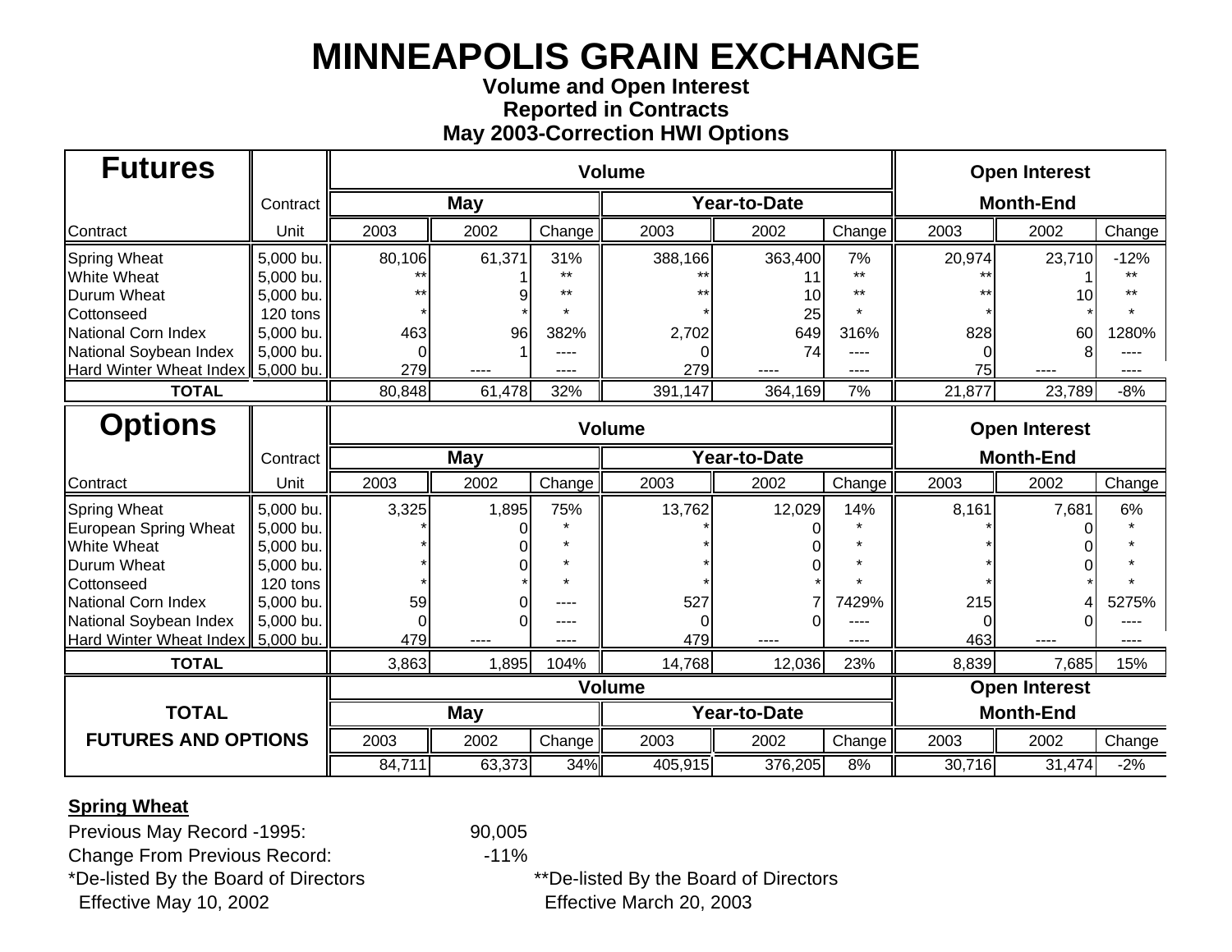# MINNEAPOLIS GRAIN EXCHANGE

### Volume and Open Interest
### Reported in Contracts
### May 2003-Correction HWI Options

| Futures | Contract | Volume | | | | | | Open Interest | | |
|---|---|---|---|---|---|---|---|---|---|---|
| | | May | | | Year-to-Date | | | Month-End | | |
| Contract | Unit | 2003 | 2002 | Change | 2003 | 2002 | Change | 2003 | 2002 | Change |
| Spring Wheat | 5,000 bu. | 80,106 | 61,371 | 31% | 388,166 | 363,400 | 7% | 20,974 | 23,710 | -12% |
| White Wheat | 5,000 bu. | ** | 1 | ** | ** | 11 | ** | ** | 1 | ** |
| Durum Wheat | 5,000 bu. | ** | 9 | ** | ** | 10 | ** | ** | 10 | ** |
| Cottonseed | 120 tons | * | * | * | * | 25 | * | * | * | * |
| National Corn Index | 5,000 bu. | 463 | 96 | 382% | 2,702 | 649 | 316% | 828 | 60 | 1280% |
| National Soybean Index | 5,000 bu. | 0 | 1 | ---- | 0 | 74 | ---- | 0 | 8 | ---- |
| Hard Winter Wheat Index | 5,000 bu. | 279 | ---- | ---- | 279 | ---- | ---- | 75 | ---- | ---- |
| **TOTAL** | | 80,848 | 61,478 | 32% | 391,147 | 364,169 | 7% | 21,877 | 23,789 | -8% |

| Options | Contract | Volume | | | | | | Open Interest | | |
|---|---|---|---|---|---|---|---|---|---|---|
| | | May | | | Year-to-Date | | | Month-End | | |
| Contract | Unit | 2003 | 2002 | Change | 2003 | 2002 | Change | 2003 | 2002 | Change |
| Spring Wheat | 5,000 bu. | 3,325 | 1,895 | 75% | 13,762 | 12,029 | 14% | 8,161 | 7,681 | 6% |
| European Spring Wheat | 5,000 bu. | * | 0 | * | * | 0 | * | * | 0 | * |
| White Wheat | 5,000 bu. | * | 0 | * | * | 0 | * | * | 0 | * |
| Durum Wheat | 5,000 bu. | * | 0 | * | * | 0 | * | * | 0 | * |
| Cottonseed | 120 tons | * | * | * | * | * | * | * | * | * |
| National Corn Index | 5,000 bu. | 59 | 0 | ---- | 527 | 7 | 7429% | 215 | 4 | 5275% |
| National Soybean Index | 5,000 bu. | 0 | 0 | ---- | 0 | 0 | ---- | 0 | 0 | ---- |
| Hard Winter Wheat Index | 5,000 bu. | 479 | ---- | ---- | 479 | ---- | ---- | 463 | ---- | ---- |
| **TOTAL** | | 3,863 | 1,895 | 104% | 14,768 | 12,036 | 23% | 8,839 | 7,685 | 15% |

| TOTAL FUTURES AND OPTIONS | Volume | | | | | | Open Interest | | |
|---|---|---|---|---|---|---|---|---|---|
| | May | | | Year-to-Date | | | Month-End | | |
| | 2003 | 2002 | Change | 2003 | 2002 | Change | 2003 | 2002 | Change |
| | 84,711 | 63,373 | 34% | 405,915 | 376,205 | 8% | 30,716 | 31,474 | -2% |

**Spring Wheat**

Previous May Record -1995: 90,005

Change From Previous Record: -11%

*De-listed By the Board of Directors Effective May 10, 2002

**De-listed By the Board of Directors Effective March 20, 2003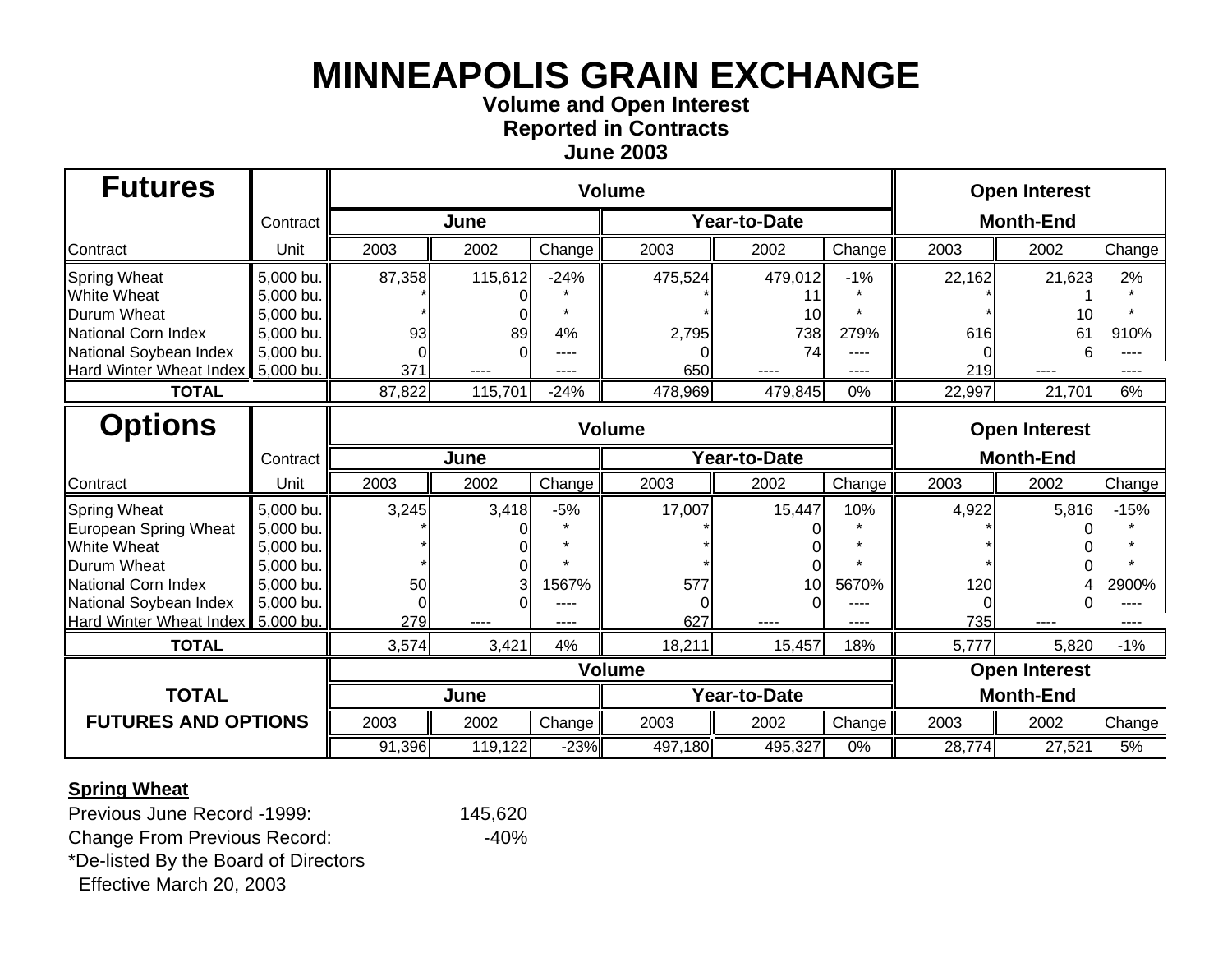# MINNEAPOLIS GRAIN EXCHANGE

**Volume and Open Interest**
**Reported in Contracts**
**June 2003**

| Futures | Contract | Volume | | | | | | Open Interest | | |
|---|---|---|---|---|---|---|---|---|---|---|
| | | June | | | Year-to-Date | | | Month-End | | |
| Contract | Unit | 2003 | 2002 | Change | 2003 | 2002 | Change | 2003 | 2002 | Change |
| Spring Wheat | 5,000 bu. | 87,358 | 115,612 | -24% | 475,524 | 479,012 | -1% | 22,162 | 21,623 | 2% |
| White Wheat | 5,000 bu. | * | 0 | * | * | 11 | * | * | 1 | * |
| Durum Wheat | 5,000 bu. | * | 0 | * | * | 10 | * | * | 10 | * |
| National Corn Index | 5,000 bu. | 93 | 89 | 4% | 2,795 | 738 | 279% | 616 | 61 | 910% |
| National Soybean Index | 5,000 bu. | 0 | 0 | ---- | 0 | 74 | ---- | 0 | 6 | ---- |
| Hard Winter Wheat Index | 5,000 bu. | 371 | ---- | ---- | 650 | ---- | ---- | 219 | ---- | ---- |
| **TOTAL** | | 87,822 | 115,701 | -24% | 478,969 | 479,845 | 0% | 22,997 | 21,701 | 6% |

| Options | Contract | Volume | | | | | | Open Interest | | |
|---|---|---|---|---|---|---|---|---|---|---|
| | | June | | | Year-to-Date | | | Month-End | | |
| Contract | Unit | 2003 | 2002 | Change | 2003 | 2002 | Change | 2003 | 2002 | Change |
| Spring Wheat | 5,000 bu. | 3,245 | 3,418 | -5% | 17,007 | 15,447 | 10% | 4,922 | 5,816 | -15% |
| European Spring Wheat | 5,000 bu. | * | 0 | * | * | 0 | * | * | 0 | * |
| White Wheat | 5,000 bu. | * | 0 | * | * | 0 | * | * | 0 | * |
| Durum Wheat | 5,000 bu. | * | 0 | * | * | 0 | * | * | 0 | * |
| National Corn Index | 5,000 bu. | 50 | 3 | 1567% | 577 | 10 | 5670% | 120 | 4 | 2900% |
| National Soybean Index | 5,000 bu. | 0 | 0 | ---- | 0 | 0 | ---- | 0 | 0 | ---- |
| Hard Winter Wheat Index | 5,000 bu. | 279 | ---- | ---- | 627 | ---- | ---- | 735 | ---- | ---- |
| **TOTAL** | | 3,574 | 3,421 | 4% | 18,211 | 15,457 | 18% | 5,777 | 5,820 | -1% |

| TOTAL FUTURES AND OPTIONS | Volume | | | | | | Open Interest | | |
|---|---|---|---|---|---|---|---|---|---|
| | June | | | Year-to-Date | | | Month-End | | |
| | 2003 | 2002 | Change | 2003 | 2002 | Change | 2003 | 2002 | Change |
| | 91,396 | 119,122 | -23% | 497,180 | 495,327 | 0% | 28,774 | 27,521 | 5% |

**Spring Wheat**

Previous June Record -1999: 145,620

Change From Previous Record: -40%

*De-listed By the Board of Directors
Effective March 20, 2003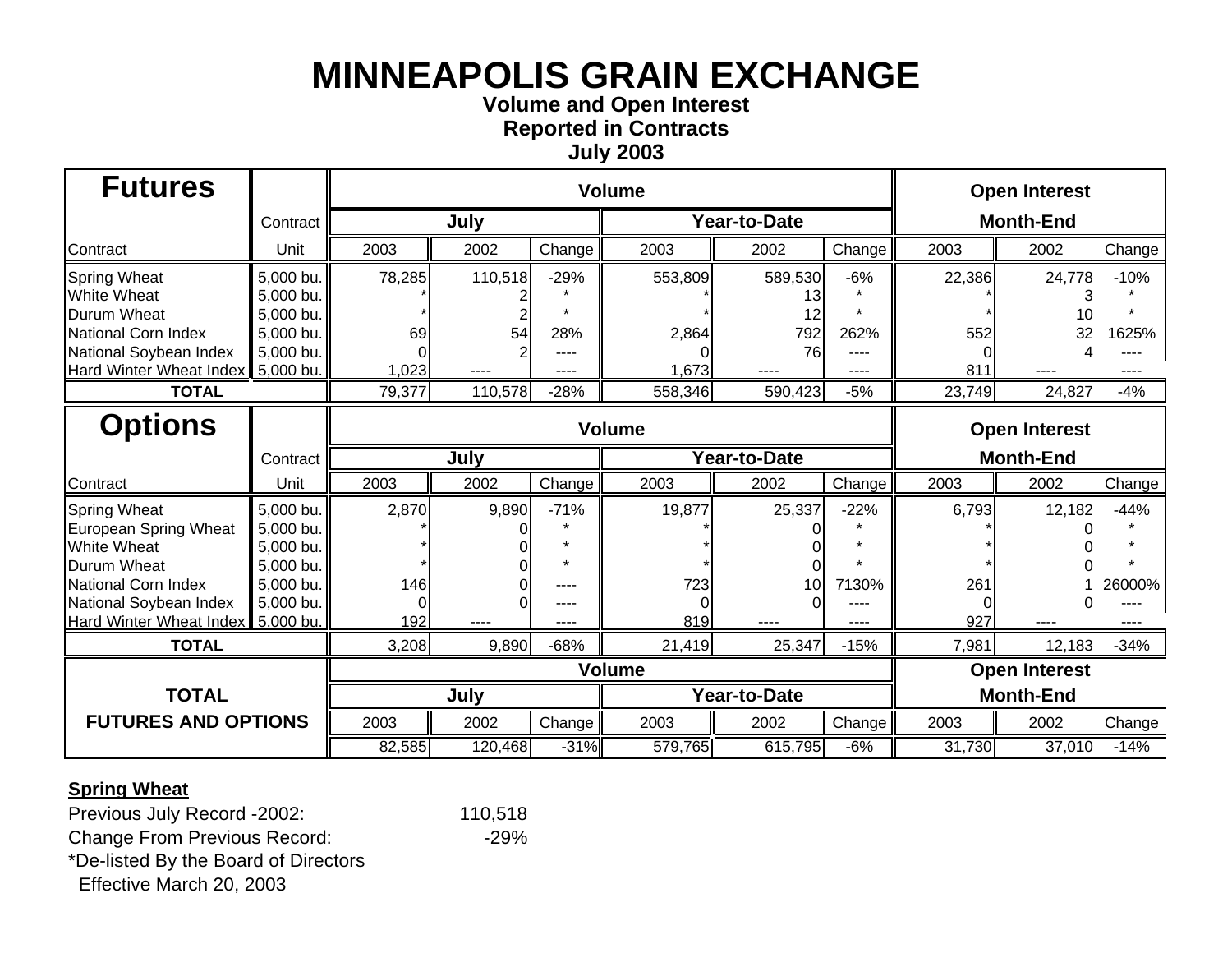# MINNEAPOLIS GRAIN EXCHANGE

**Volume and Open Interest**
**Reported in Contracts**
**July 2003**

| Futures | Contract | Volume | | | | | | Open Interest | | |
|---|---|---|---|---|---|---|---|---|---|---|
| | | July | | | Year-to-Date | | | Month-End | | |
| Contract | Unit | 2003 | 2002 | Change | 2003 | 2002 | Change | 2003 | 2002 | Change |
| Spring Wheat | 5,000 bu. | 78,285 | 110,518 | -29% | 553,809 | 589,530 | -6% | 22,386 | 24,778 | -10% |
| White Wheat | 5,000 bu. | * | 2 | * | * | 13 | * | * | 3 | * |
| Durum Wheat | 5,000 bu. | * | 2 | * | * | 12 | * | * | 10 | * |
| National Corn Index | 5,000 bu. | 69 | 54 | 28% | 2,864 | 792 | 262% | 552 | 32 | 1625% |
| National Soybean Index | 5,000 bu. | 0 | 2 | ---- | 0 | 76 | ---- | 0 | 4 | ---- |
| Hard Winter Wheat Index | 5,000 bu. | 1,023 | ---- | ---- | 1,673 | ---- | ---- | 811 | ---- | ---- |
| **TOTAL** | | 79,377 | 110,578 | -28% | 558,346 | 590,423 | -5% | 23,749 | 24,827 | -4% |

| Options | Contract | Volume | | | | | | Open Interest | | |
|---|---|---|---|---|---|---|---|---|---|---|
| | | July | | | Year-to-Date | | | Month-End | | |
| Contract | Unit | 2003 | 2002 | Change | 2003 | 2002 | Change | 2003 | 2002 | Change |
| Spring Wheat | 5,000 bu. | 2,870 | 9,890 | -71% | 19,877 | 25,337 | -22% | 6,793 | 12,182 | -44% |
| European Spring Wheat | 5,000 bu. | * | 0 | * | * | 0 | * | * | 0 | * |
| White Wheat | 5,000 bu. | * | 0 | * | * | 0 | * | * | 0 | * |
| Durum Wheat | 5,000 bu. | * | 0 | * | * | 0 | * | * | 0 | * |
| National Corn Index | 5,000 bu. | 146 | 0 | ---- | 723 | 10 | 7130% | 261 | 1 | 26000% |
| National Soybean Index | 5,000 bu. | 0 | 0 | ---- | 0 | 0 | ---- | 0 | 0 | ---- |
| Hard Winter Wheat Index | 5,000 bu. | 192 | ---- | ---- | 819 | ---- | ---- | 927 | ---- | ---- |
| **TOTAL** | | 3,208 | 9,890 | -68% | 21,419 | 25,347 | -15% | 7,981 | 12,183 | -34% |

| TOTAL FUTURES AND OPTIONS | Volume | | | | | | Open Interest | | |
|---|---|---|---|---|---|---|---|---|---|
| | July | | | Year-to-Date | | | Month-End | | |
| | 2003 | 2002 | Change | 2003 | 2002 | Change | 2003 | 2002 | Change |
| | 82,585 | 120,468 | -31% | 579,765 | 615,795 | -6% | 31,730 | 37,010 | -14% |

**Spring Wheat**

Previous July Record -2002: 110,518
Change From Previous Record: -29%

*De-listed By the Board of Directors
Effective March 20, 2003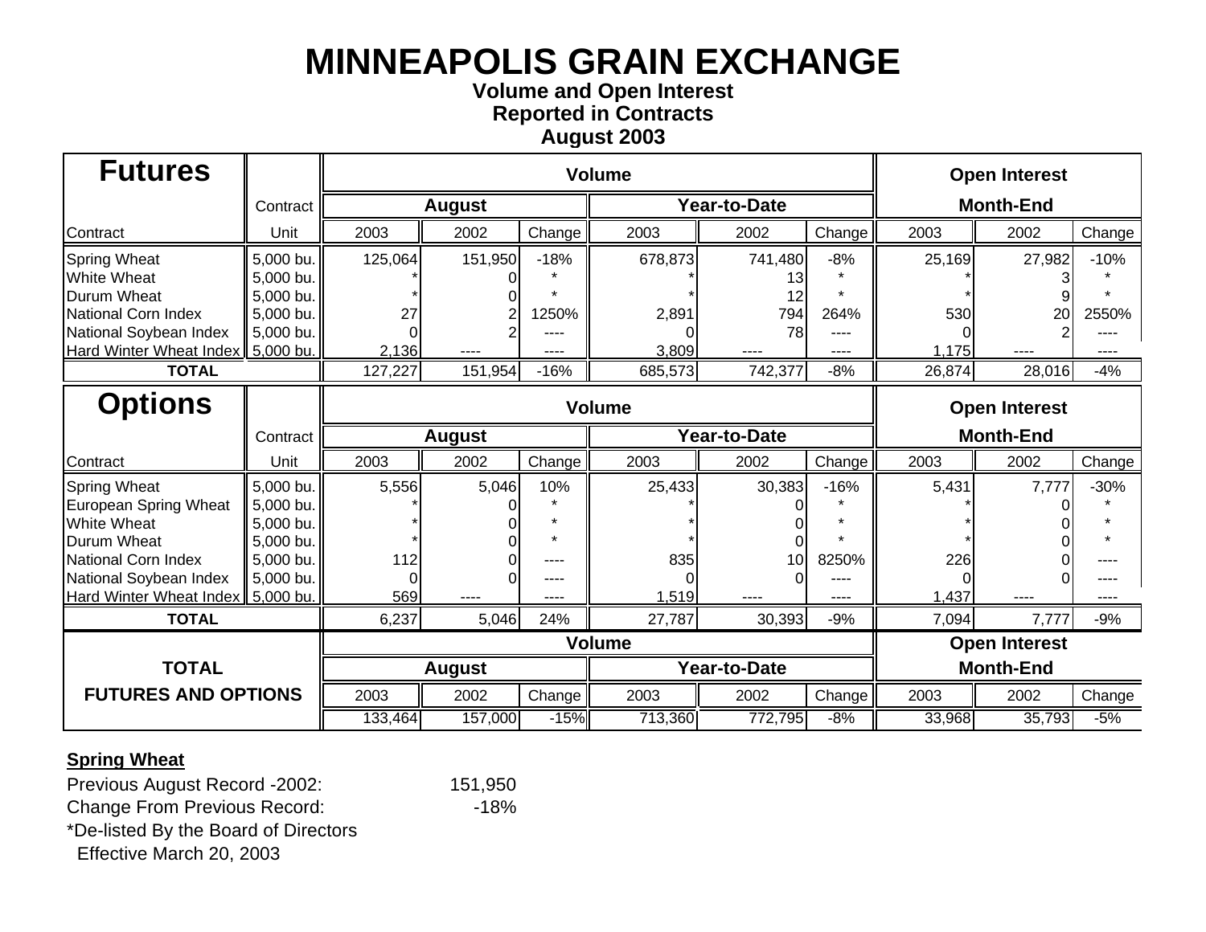# MINNEAPOLIS GRAIN EXCHANGE

**Volume and Open Interest**
**Reported in Contracts**
**August 2003**

| Futures | Contract | Volume | | | | | | Open Interest | | |
|---|---|---|---|---|---|---|---|---|---|---|
| | | August | | | Year-to-Date | | | Month-End | | |
| Contract | Unit | 2003 | 2002 | Change | 2003 | 2002 | Change | 2003 | 2002 | Change |
| Spring Wheat | 5,000 bu. | 125,064 | 151,950 | -18% | 678,873 | 741,480 | -8% | 25,169 | 27,982 | -10% |
| White Wheat | 5,000 bu. | * | 0 | * | * | 13 | * | * | 3 | * |
| Durum Wheat | 5,000 bu. | * | 0 | * | * | 12 | * | * | 9 | * |
| National Corn Index | 5,000 bu. | 27 | 2 | 1250% | 2,891 | 794 | 264% | 530 | 20 | 2550% |
| National Soybean Index | 5,000 bu. | 0 | 2 | ---- | 0 | 78 | ---- | 0 | 2 | ---- |
| Hard Winter Wheat Index | 5,000 bu. | 2,136 | ---- | ---- | 3,809 | ---- | ---- | 1,175 | ---- | ---- |
| **TOTAL** | | 127,227 | 151,954 | -16% | 685,573 | 742,377 | -8% | 26,874 | 28,016 | -4% |

| Options | Contract | Volume | | | | | | Open Interest | | |
|---|---|---|---|---|---|---|---|---|---|---|
| | | August | | | Year-to-Date | | | Month-End | | |
| Contract | Unit | 2003 | 2002 | Change | 2003 | 2002 | Change | 2003 | 2002 | Change |
| Spring Wheat | 5,000 bu. | 5,556 | 5,046 | 10% | 25,433 | 30,383 | -16% | 5,431 | 7,777 | -30% |
| European Spring Wheat | 5,000 bu. | * | 0 | * | * | 0 | * | * | 0 | * |
| White Wheat | 5,000 bu. | * | 0 | * | * | 0 | * | * | 0 | * |
| Durum Wheat | 5,000 bu. | * | 0 | * | * | 0 | * | * | 0 | * |
| National Corn Index | 5,000 bu. | 112 | 0 | ---- | 835 | 10 | 8250% | 226 | 0 | ---- |
| National Soybean Index | 5,000 bu. | 0 | 0 | ---- | 0 | 0 | ---- | 0 | 0 | ---- |
| Hard Winter Wheat Index | 5,000 bu. | 569 | ---- | ---- | 1,519 | ---- | ---- | 1,437 | ---- | ---- |
| **TOTAL** | | 6,237 | 5,046 | 24% | 27,787 | 30,393 | -9% | 7,094 | 7,777 | -9% |

| TOTAL FUTURES AND OPTIONS | Volume | | | | | | Open Interest | | |
|---|---|---|---|---|---|---|---|---|---|
| | August | | | Year-to-Date | | | Month-End | | |
| | 2003 | 2002 | Change | 2003 | 2002 | Change | 2003 | 2002 | Change |
| | 133,464 | 157,000 | -15% | 713,360 | 772,795 | -8% | 33,968 | 35,793 | -5% |

**Spring Wheat**

Previous August Record -2002: 151,950
Change From Previous Record: -18%

*De-listed By the Board of Directors
Effective March 20, 2003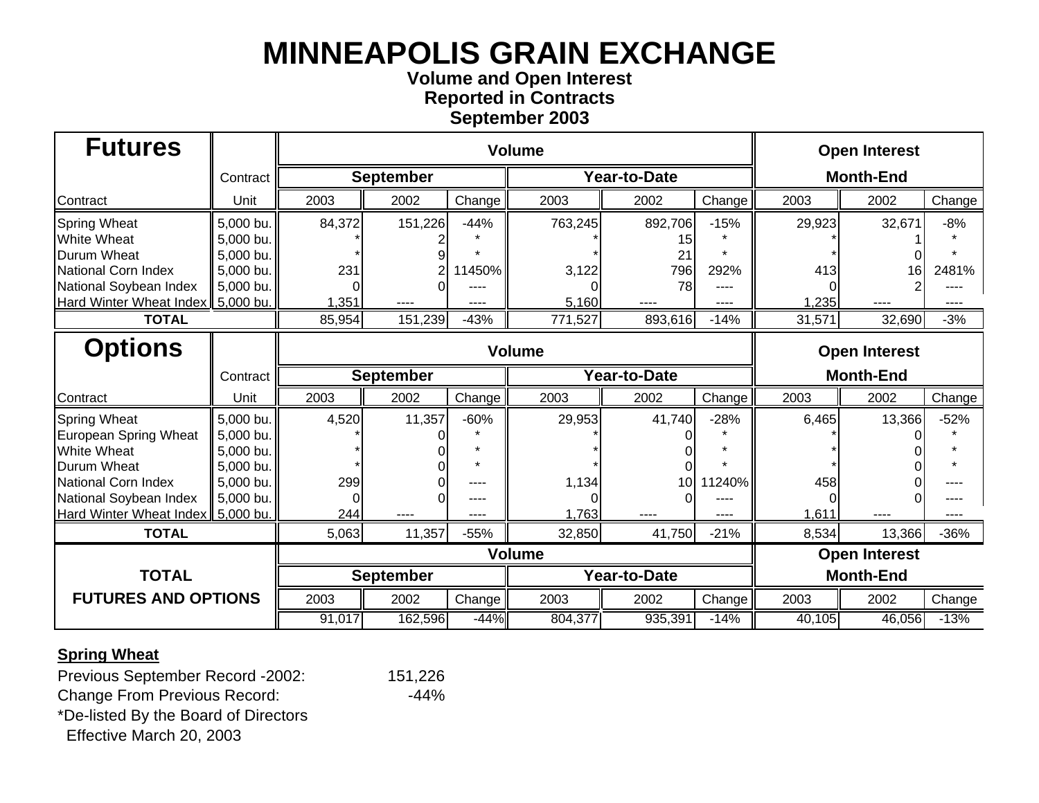# MINNEAPOLIS GRAIN EXCHANGE

**Volume and Open Interest**
**Reported in Contracts**
**September 2003**

| Futures | Contract | Volume | | | | | | Open Interest | | |
|---|---|---|---|---|---|---|---|---|---|---|
| | | September | | | Year-to-Date | | | Month-End | | |
| Contract | Unit | 2003 | 2002 | Change | 2003 | 2002 | Change | 2003 | 2002 | Change |
| Spring Wheat | 5,000 bu. | 84,372 | 151,226 | -44% | 763,245 | 892,706 | -15% | 29,923 | 32,671 | -8% |
| White Wheat | 5,000 bu. | * | 2 | * | * | 15 | * | * | 1 | * |
| Durum Wheat | 5,000 bu. | * | 9 | * | * | 21 | * | * | 0 | * |
| National Corn Index | 5,000 bu. | 231 | 2 | 11450% | 3,122 | 796 | 292% | 413 | 16 | 2481% |
| National Soybean Index | 5,000 bu. | 0 | 0 | ---- | 0 | 78 | ---- | 0 | 2 | ---- |
| Hard Winter Wheat Index | 5,000 bu. | 1,351 | ---- | ---- | 5,160 | ---- | ---- | 1,235 | ---- | ---- |
| **TOTAL** | | 85,954 | 151,239 | -43% | 771,527 | 893,616 | -14% | 31,571 | 32,690 | -3% |

| Options | Contract | Volume | | | | | | Open Interest | | |
|---|---|---|---|---|---|---|---|---|---|---|
| | | September | | | Year-to-Date | | | Month-End | | |
| Contract | Unit | 2003 | 2002 | Change | 2003 | 2002 | Change | 2003 | 2002 | Change |
| Spring Wheat | 5,000 bu. | 4,520 | 11,357 | -60% | 29,953 | 41,740 | -28% | 6,465 | 13,366 | -52% |
| European Spring Wheat | 5,000 bu. | * | 0 | * | * | 0 | * | * | 0 | * |
| White Wheat | 5,000 bu. | * | 0 | * | * | 0 | * | * | 0 | * |
| Durum Wheat | 5,000 bu. | * | 0 | * | * | 0 | * | * | 0 | * |
| National Corn Index | 5,000 bu. | 299 | 0 | ---- | 1,134 | 10 | 11240% | 458 | 0 | ---- |
| National Soybean Index | 5,000 bu. | 0 | 0 | ---- | 0 | 0 | ---- | 0 | 0 | ---- |
| Hard Winter Wheat Index | 5,000 bu. | 244 | ---- | ---- | 1,763 | ---- | ---- | 1,611 | ---- | ---- |
| **TOTAL** | | 5,063 | 11,357 | -55% | 32,850 | 41,750 | -21% | 8,534 | 13,366 | -36% |

| TOTAL FUTURES AND OPTIONS | Volume | | | | | | Open Interest | | |
|---|---|---|---|---|---|---|---|---|---|
| | September | | | Year-to-Date | | | Month-End | | |
| | 2003 | 2002 | Change | 2003 | 2002 | Change | 2003 | 2002 | Change |
| | 91,017 | 162,596 | -44% | 804,377 | 935,391 | -14% | 40,105 | 46,056 | -13% |

**Spring Wheat**

Previous September Record -2002: 151,226
Change From Previous Record: -44%

*De-listed By the Board of Directors
Effective March 20, 2003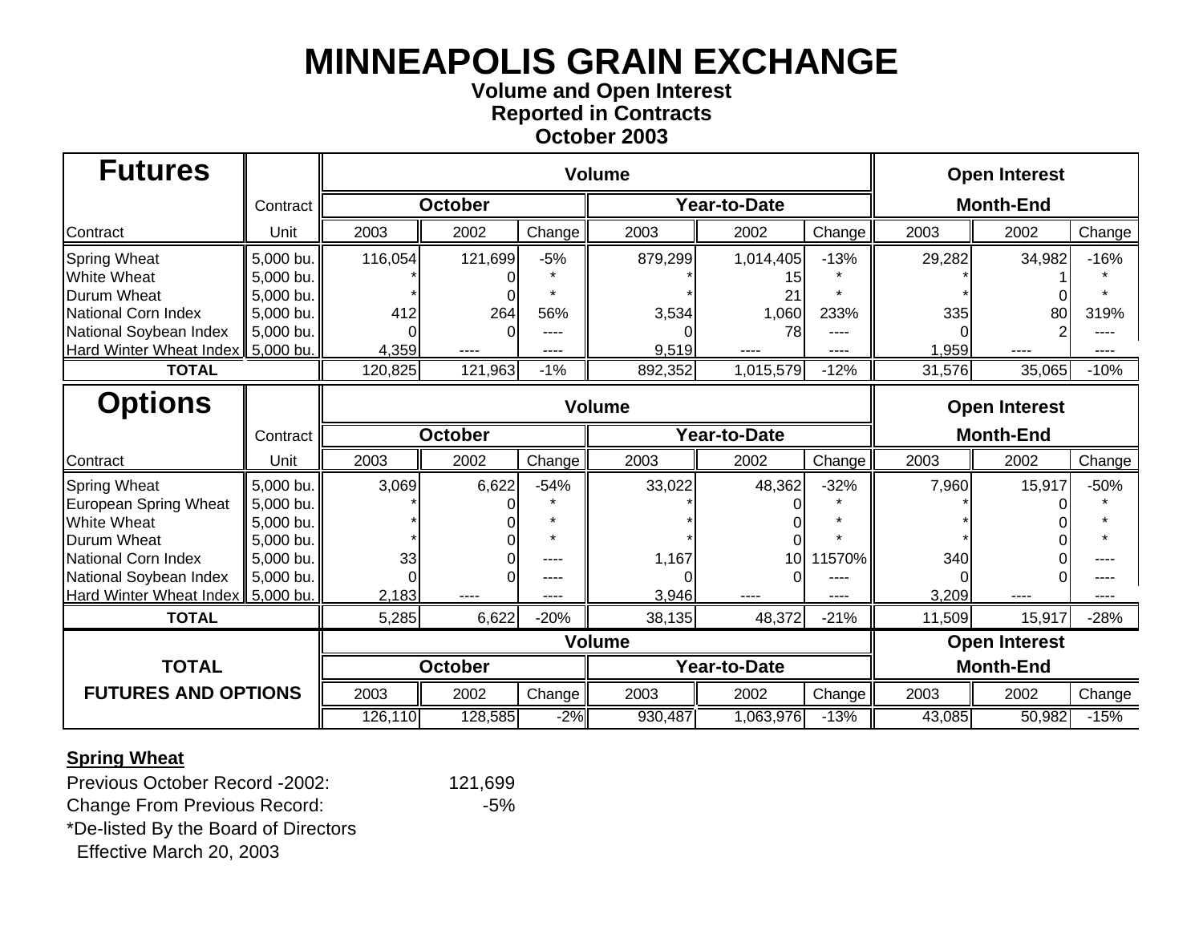# MINNEAPOLIS GRAIN EXCHANGE

**Volume and Open Interest**
**Reported in Contracts**
**October 2003**

| Futures | Contract | Volume | | | | | | Open Interest | | |
|---|---|---|---|---|---|---|---|---|---|---|
| | | October | | | Year-to-Date | | | Month-End | | |
| Contract | Unit | 2003 | 2002 | Change | 2003 | 2002 | Change | 2003 | 2002 | Change |
| Spring Wheat | 5,000 bu. | 116,054 | 121,699 | -5% | 879,299 | 1,014,405 | -13% | 29,282 | 34,982 | -16% |
| White Wheat | 5,000 bu. | * | 0 | * | * | 15 | * | * | 1 | * |
| Durum Wheat | 5,000 bu. | * | 0 | * | * | 21 | * | * | 0 | * |
| National Corn Index | 5,000 bu. | 412 | 264 | 56% | 3,534 | 1,060 | 233% | 335 | 80 | 319% |
| National Soybean Index | 5,000 bu. | 0 | 0 | ---- | 0 | 78 | ---- | 0 | 2 | ---- |
| Hard Winter Wheat Index | 5,000 bu. | 4,359 | ---- | ---- | 9,519 | ---- | ---- | 1,959 | ---- | ---- |
| **TOTAL** | | 120,825 | 121,963 | -1% | 892,352 | 1,015,579 | -12% | 31,576 | 35,065 | -10% |

| Options | Contract | Volume | | | | | | Open Interest | | |
|---|---|---|---|---|---|---|---|---|---|---|
| | | October | | | Year-to-Date | | | Month-End | | |
| Contract | Unit | 2003 | 2002 | Change | 2003 | 2002 | Change | 2003 | 2002 | Change |
| Spring Wheat | 5,000 bu. | 3,069 | 6,622 | -54% | 33,022 | 48,362 | -32% | 7,960 | 15,917 | -50% |
| European Spring Wheat | 5,000 bu. | * | 0 | * | * | 0 | * | * | 0 | * |
| White Wheat | 5,000 bu. | * | 0 | * | * | 0 | * | * | 0 | * |
| Durum Wheat | 5,000 bu. | * | 0 | * | * | 0 | * | * | 0 | * |
| National Corn Index | 5,000 bu. | 33 | 0 | ---- | 1,167 | 10 | 11570% | 340 | 0 | ---- |
| National Soybean Index | 5,000 bu. | 0 | 0 | ---- | 0 | 0 | ---- | 0 | 0 | ---- |
| Hard Winter Wheat Index | 5,000 bu. | 2,183 | ---- | ---- | 3,946 | ---- | ---- | 3,209 | ---- | ---- |
| **TOTAL** | | 5,285 | 6,622 | -20% | 38,135 | 48,372 | -21% | 11,509 | 15,917 | -28% |

| | Volume | | | | | | Open Interest | | |
|---|---|---|---|---|---|---|---|---|---|
| **TOTAL** | October | | | Year-to-Date | | | Month-End | | |
| **FUTURES AND OPTIONS** | 2003 | 2002 | Change | 2003 | 2002 | Change | 2003 | 2002 | Change |
| | 126,110 | 128,585 | -2% | 930,487 | 1,063,976 | -13% | 43,085 | 50,982 | -15% |

**Spring Wheat**

Previous October Record -2002: 121,699
Change From Previous Record: -5%

*De-listed By the Board of Directors
Effective March 20, 2003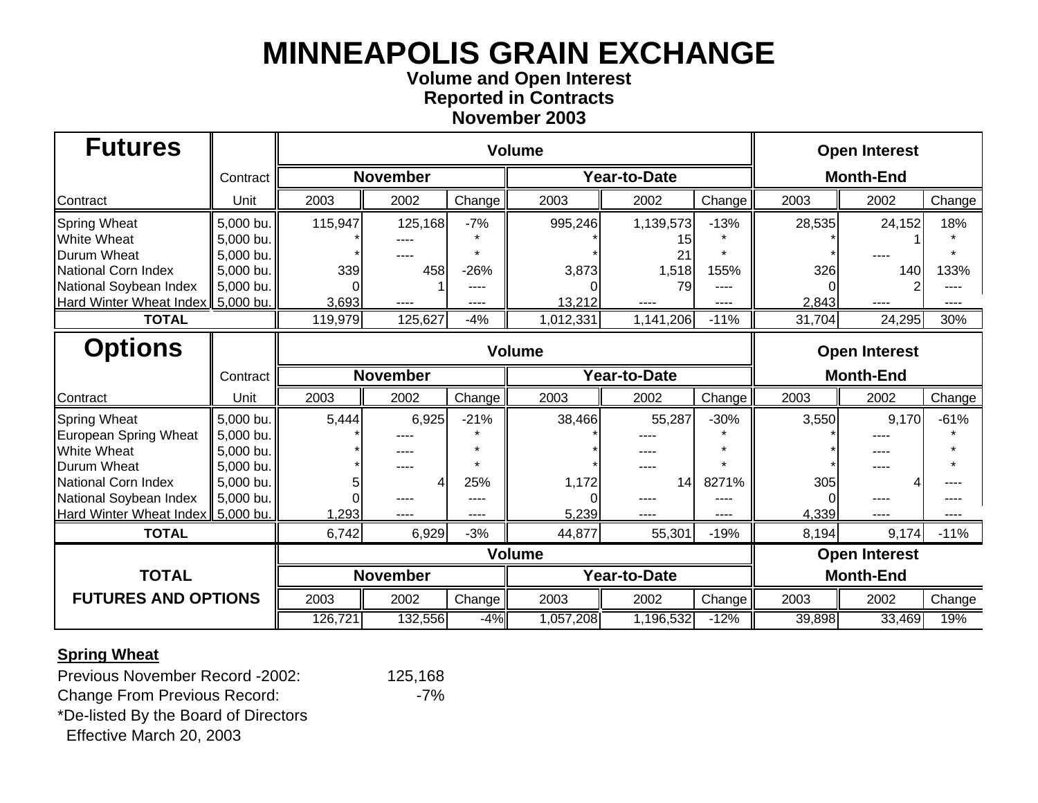# MINNEAPOLIS GRAIN EXCHANGE

**Volume and Open Interest**
**Reported in Contracts**
**November 2003**

| Futures | Contract | Volume | | | | | | Open Interest | | |
|---|---|---|---|---|---|---|---|---|---|---|
| | | November | | | Year-to-Date | | | Month-End | | |
| Contract | Unit | 2003 | 2002 | Change | 2003 | 2002 | Change | 2003 | 2002 | Change |
| Spring Wheat | 5,000 bu. | 115,947 | 125,168 | -7% | 995,246 | 1,139,573 | -13% | 28,535 | 24,152 | 18% |
| White Wheat | 5,000 bu. | * | ---- | * | * | 15 | * | * | 1 | * |
| Durum Wheat | 5,000 bu. | * | ---- | * | * | 21 | * | * | ---- | * |
| National Corn Index | 5,000 bu. | 339 | 458 | -26% | 3,873 | 1,518 | 155% | 326 | 140 | 133% |
| National Soybean Index | 5,000 bu. | 0 | 1 | ---- | 0 | 79 | ---- | 0 | 2 | ---- |
| Hard Winter Wheat Index | 5,000 bu. | 3,693 | ---- | ---- | 13,212 | ---- | ---- | 2,843 | ---- | ---- |
| **TOTAL** | | 119,979 | 125,627 | -4% | 1,012,331 | 1,141,206 | -11% | 31,704 | 24,295 | 30% |

| Options | Contract | Volume | | | | | | Open Interest | | |
|---|---|---|---|---|---|---|---|---|---|---|
| | | November | | | Year-to-Date | | | Month-End | | |
| Contract | Unit | 2003 | 2002 | Change | 2003 | 2002 | Change | 2003 | 2002 | Change |
| Spring Wheat | 5,000 bu. | 5,444 | 6,925 | -21% | 38,466 | 55,287 | -30% | 3,550 | 9,170 | -61% |
| European Spring Wheat | 5,000 bu. | * | ---- | * | * | ---- | * | * | ---- | * |
| White Wheat | 5,000 bu. | * | ---- | * | * | ---- | * | * | ---- | * |
| Durum Wheat | 5,000 bu. | * | ---- | * | * | ---- | * | * | ---- | * |
| National Corn Index | 5,000 bu. | 5 | 4 | 25% | 1,172 | 14 | 8271% | 305 | 4 | ---- |
| National Soybean Index | 5,000 bu. | 0 | ---- | ---- | 0 | ---- | ---- | 0 | ---- | ---- |
| Hard Winter Wheat Index | 5,000 bu. | 1,293 | ---- | ---- | 5,239 | ---- | ---- | 4,339 | ---- | ---- |
| **TOTAL** | | 6,742 | 6,929 | -3% | 44,877 | 55,301 | -19% | 8,194 | 9,174 | -11% |

| TOTAL FUTURES AND OPTIONS | Volume | | | | | | Open Interest | | |
|---|---|---|---|---|---|---|---|---|---|
| | November | | | Year-to-Date | | | Month-End | | |
| | 2003 | 2002 | Change | 2003 | 2002 | Change | 2003 | 2002 | Change |
| | 126,721 | 132,556 | -4% | 1,057,208 | 1,196,532 | -12% | 39,898 | 33,469 | 19% |

**Spring Wheat**

Previous November Record -2002: 125,168
Change From Previous Record: -7%

*De-listed By the Board of Directors
Effective March 20, 2003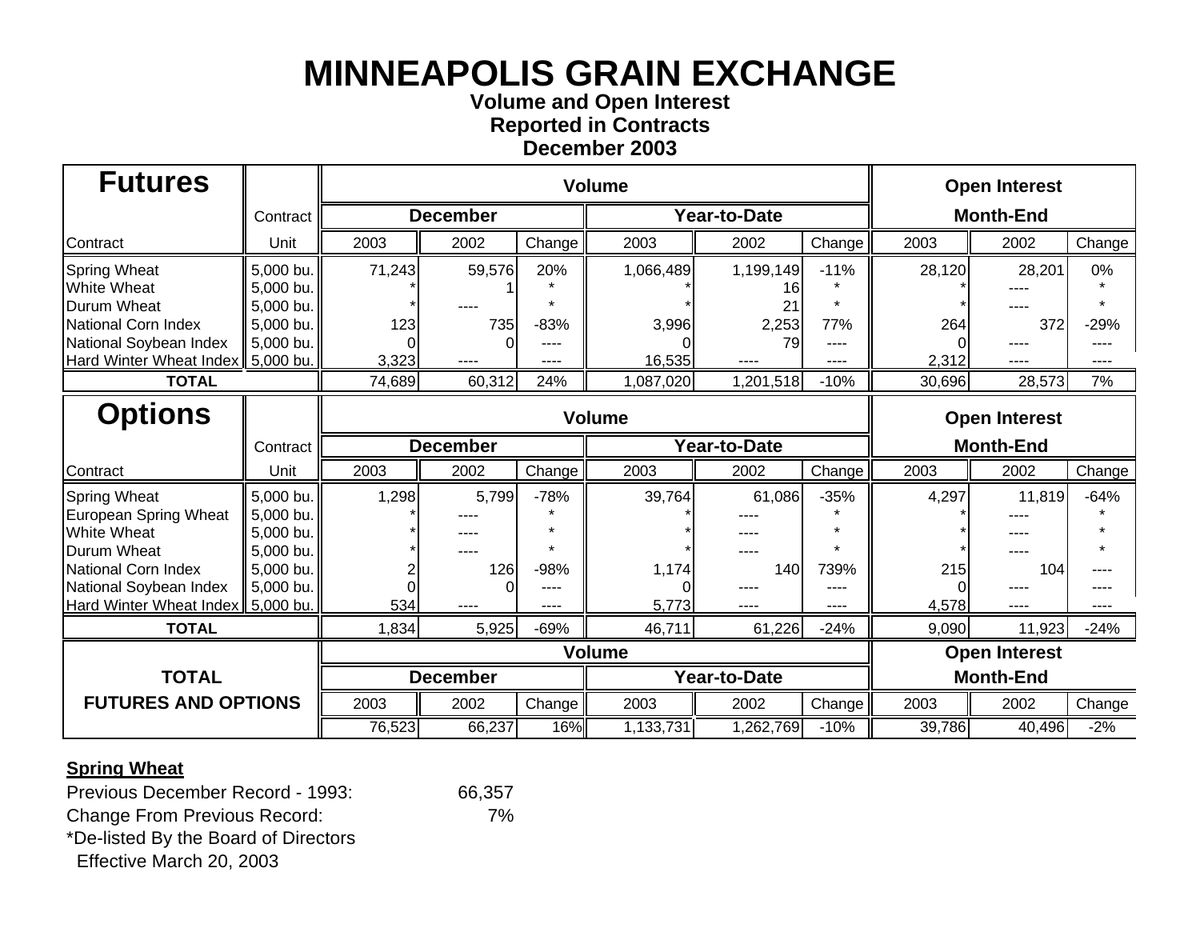# MINNEAPOLIS GRAIN EXCHANGE

**Volume and Open Interest**
**Reported in Contracts**
**December 2003**

| Futures | Contract | Volume | | | | | | Open Interest | | |
|---|---|---|---|---|---|---|---|---|---|---|
| | | December | | | Year-to-Date | | | Month-End | | |
| Contract | Unit | 2003 | 2002 | Change | 2003 | 2002 | Change | 2003 | 2002 | Change |
| Spring Wheat | 5,000 bu. | 71,243 | 59,576 | 20% | 1,066,489 | 1,199,149 | -11% | 28,120 | 28,201 | 0% |
| White Wheat | 5,000 bu. | * | 1 | * | * | 16 | * | * | ---- | * |
| Durum Wheat | 5,000 bu. | * | ---- | * | * | 21 | * | * | ---- | * |
| National Corn Index | 5,000 bu. | 123 | 735 | -83% | 3,996 | 2,253 | 77% | 264 | 372 | -29% |
| National Soybean Index | 5,000 bu. | 0 | 0 | ---- | 0 | 79 | ---- | 0 | ---- | ---- |
| Hard Winter Wheat Index | 5,000 bu. | 3,323 | ---- | ---- | 16,535 | ---- | ---- | 2,312 | ---- | ---- |
| **TOTAL** | | 74,689 | 60,312 | 24% | 1,087,020 | 1,201,518 | -10% | 30,696 | 28,573 | 7% |

| Options | Contract | Volume | | | | | | Open Interest | | |
|---|---|---|---|---|---|---|---|---|---|---|
| | | December | | | Year-to-Date | | | Month-End | | |
| Contract | Unit | 2003 | 2002 | Change | 2003 | 2002 | Change | 2003 | 2002 | Change |
| Spring Wheat | 5,000 bu. | 1,298 | 5,799 | -78% | 39,764 | 61,086 | -35% | 4,297 | 11,819 | -64% |
| European Spring Wheat | 5,000 bu. | * | ---- | * | * | ---- | * | * | ---- | * |
| White Wheat | 5,000 bu. | * | ---- | * | * | ---- | * | * | ---- | * |
| Durum Wheat | 5,000 bu. | * | ---- | * | * | ---- | * | * | ---- | * |
| National Corn Index | 5,000 bu. | 2 | 126 | -98% | 1,174 | 140 | 739% | 215 | 104 | ---- |
| National Soybean Index | 5,000 bu. | 0 | 0 | ---- | 0 | ---- | ---- | 0 | ---- | ---- |
| Hard Winter Wheat Index | 5,000 bu. | 534 | ---- | ---- | 5,773 | ---- | ---- | 4,578 | ---- | ---- |
| **TOTAL** | | 1,834 | 5,925 | -69% | 46,711 | 61,226 | -24% | 9,090 | 11,923 | -24% |

| TOTAL FUTURES AND OPTIONS | Volume | | | | | | Open Interest | | |
|---|---|---|---|---|---|---|---|---|---|
| | December | | | Year-to-Date | | | Month-End | | |
| | 2003 | 2002 | Change | 2003 | 2002 | Change | 2003 | 2002 | Change |
| | 76,523 | 66,237 | 16% | 1,133,731 | 1,262,769 | -10% | 39,786 | 40,496 | -2% |

**Spring Wheat**

Previous December Record - 1993: 66,357
Change From Previous Record: 7%

*De-listed By the Board of Directors
Effective March 20, 2003